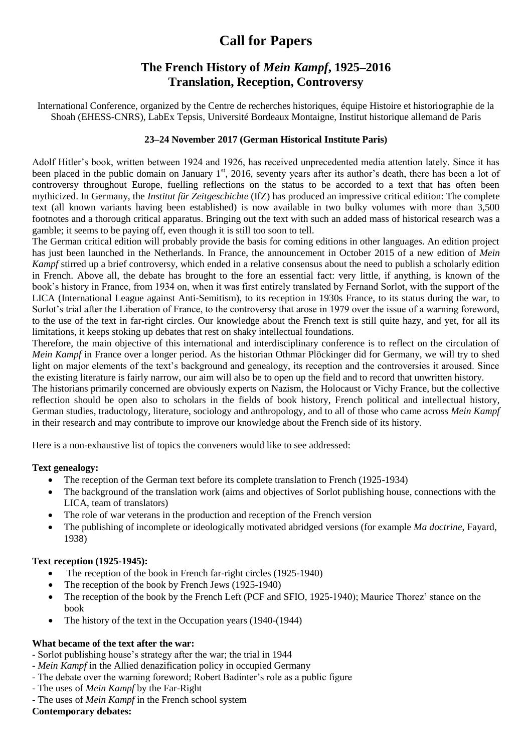# Call for Papers

## The French History of *Mein Kampf*, 1925–2016 Translation, Reception, Controversy

International Conference, organized by the Centre de recherches historiques, équipe Histoire et historiographie de la Shoah (EHESS-CNRS), LabEx Tepsis, Université Bordeaux Montaigne, Institut historique allemand de Paris

**23–24 November 2017 (German Historical Institute Paris)**

Adolf Hitler's book, written between 1924 and 1926, has received unprecedented media attention lately. Since it has been placed in the public domain on January 1st, 2016, seventy years after its author's death, there has been a lot of controversy throughout Europe, fuelling reflections on the status to be accorded to a text that has often been mythicized. In Germany, the *Institut für Zeitgeschichte* (IfZ) has produced an impressive critical edition: The complete text (all known variants having been established) is now available in two bulky volumes with more than 3,500 footnotes and a thorough critical apparatus. Bringing out the text with such an added mass of historical research was a gamble; it seems to be paying off, even though it is still too soon to tell.

The German critical edition will probably provide the basis for coming editions in other languages. An edition project has just been launched in the Netherlands. In France, the announcement in October 2015 of a new edition of *Mein Kampf* stirred up a brief controversy, which ended in a relative consensus about the need to publish a scholarly edition in French. Above all, the debate has brought to the fore an essential fact: very little, if anything, is known of the book's history in France, from 1934 on, when it was first entirely translated by Fernand Sorlot, with the support of the LICA (International League against Anti-Semitism), to its reception in 1930s France, to its status during the war, to Sorlot's trial after the Liberation of France, to the controversy that arose in 1979 over the issue of a warning foreword, to the use of the text in far-right circles. Our knowledge about the French text is still quite hazy, and yet, for all its limitations, it keeps stoking up debates that rest on shaky intellectual foundations.

Therefore, the main objective of this international and interdisciplinary conference is to reflect on the circulation of *Mein Kampf* in France over a longer period. As the historian Othmar Plöckinger did for Germany, we will try to shed light on major elements of the text's background and genealogy, its reception and the controversies it aroused. Since the existing literature is fairly narrow, our aim will also be to open up the field and to record that unwritten history.

The historians primarily concerned are obviously experts on Nazism, the Holocaust or Vichy France, but the collective reflection should be open also to scholars in the fields of book history, French political and intellectual history, German studies, traductology, literature, sociology and anthropology, and to all of those who came across *Mein Kampf* in their research and may contribute to improve our knowledge about the French side of its history.

Here is a non-exhaustive list of topics the conveners would like to see addressed:

**Text genealogy:**

- The reception of the German text before its complete translation to French (1925-1934)
- The background of the translation work (aims and objectives of Sorlot publishing house, connections with the LICA, team of translators)
- The role of war veterans in the production and reception of the French version
- The publishing of incomplete or ideologically motivated abridged versions (for example *Ma doctrine*, Fayard, 1938)

**Text reception (1925-1945):**

- The reception of the book in French far-right circles (1925-1940)
- The reception of the book by French Jews (1925-1940)
- The reception of the book by the French Left (PCF and SFIO, 1925-1940); Maurice Thorez' stance on the book
- The history of the text in the Occupation years (1940-(1944)

**What became of the text after the war:**

- Sorlot publishing house's strategy after the war; the trial in 1944
- *Mein Kampf* in the Allied denazification policy in occupied Germany
- The debate over the warning foreword; Robert Badinter's role as a public figure
- The uses of *Mein Kampf* by the Far-Right
- The uses of *Mein Kampf* in the French school system

**Contemporary debates:**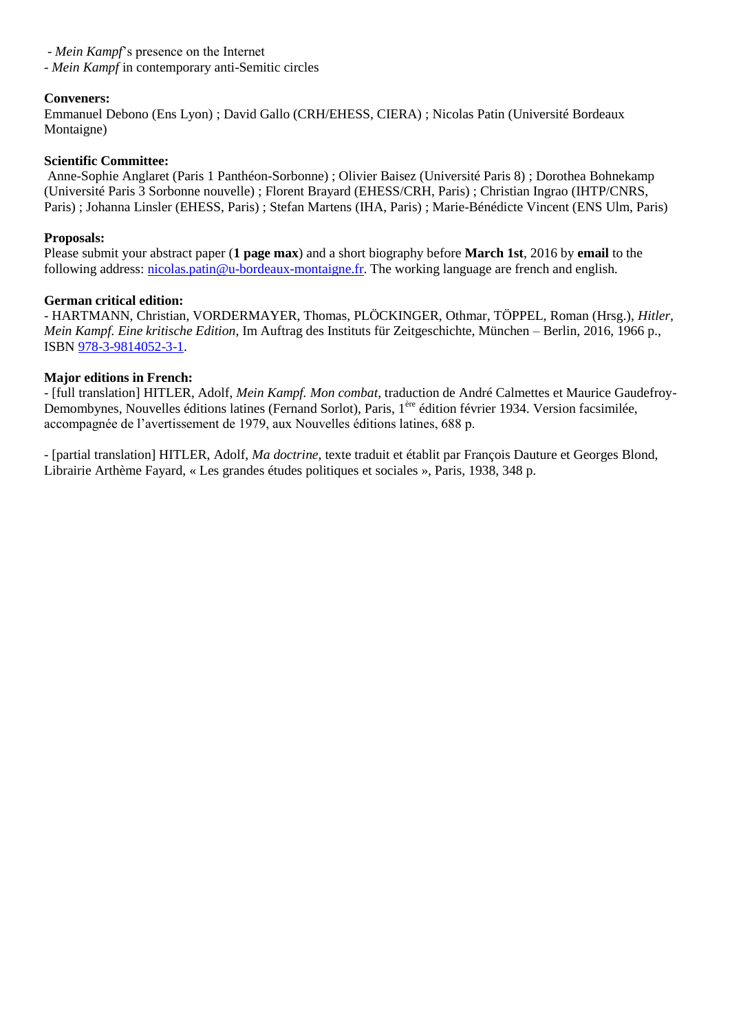- *Mein Kampf*'s presence on the Internet
- *Mein Kampf* in contemporary anti-Semitic circles

**Conveners:**
Emmanuel Debono (Ens Lyon) ; David Gallo (CRH/EHESS, CIERA) ; Nicolas Patin (Université Bordeaux Montaigne)

**Scientific Committee:**
Anne-Sophie Anglaret (Paris 1 Panthéon-Sorbonne) ; Olivier Baisez (Université Paris 8) ; Dorothea Bohnekamp (Université Paris 3 Sorbonne nouvelle) ; Florent Brayard (EHESS/CRH, Paris) ; Christian Ingrao (IHTP/CNRS, Paris) ; Johanna Linsler (EHESS, Paris) ; Stefan Martens (IHA, Paris) ; Marie-Bénédicte Vincent (ENS Ulm, Paris)

**Proposals:**
Please submit your abstract paper (**1 page max**) and a short biography before **March 1st**, 2016 by **email** to the following address: nicolas.patin@u-bordeaux-montaigne.fr. The working language are french and english.

**German critical edition:**
- HARTMANN, Christian, VORDERMAYER, Thomas, PLÖCKINGER, Othmar, TÖPPEL, Roman (Hrsg.), *Hitler, Mein Kampf. Eine kritische Edition*, Im Auftrag des Instituts für Zeitgeschichte, München – Berlin, 2016, 1966 p., ISBN 978-3-9814052-3-1.

**Major editions in French:**
- [full translation] HITLER, Adolf, *Mein Kampf. Mon combat*, traduction de André Calmettes et Maurice Gaudefroy-Demombynes, Nouvelles éditions latines (Fernand Sorlot), Paris, 1ère édition février 1934. Version facsimilée, accompagnée de l'avertissement de 1979, aux Nouvelles éditions latines, 688 p.

- [partial translation] HITLER, Adolf, *Ma doctrine*, texte traduit et établit par François Dauture et Georges Blond, Librairie Arthème Fayard, « Les grandes études politiques et sociales », Paris, 1938, 348 p.